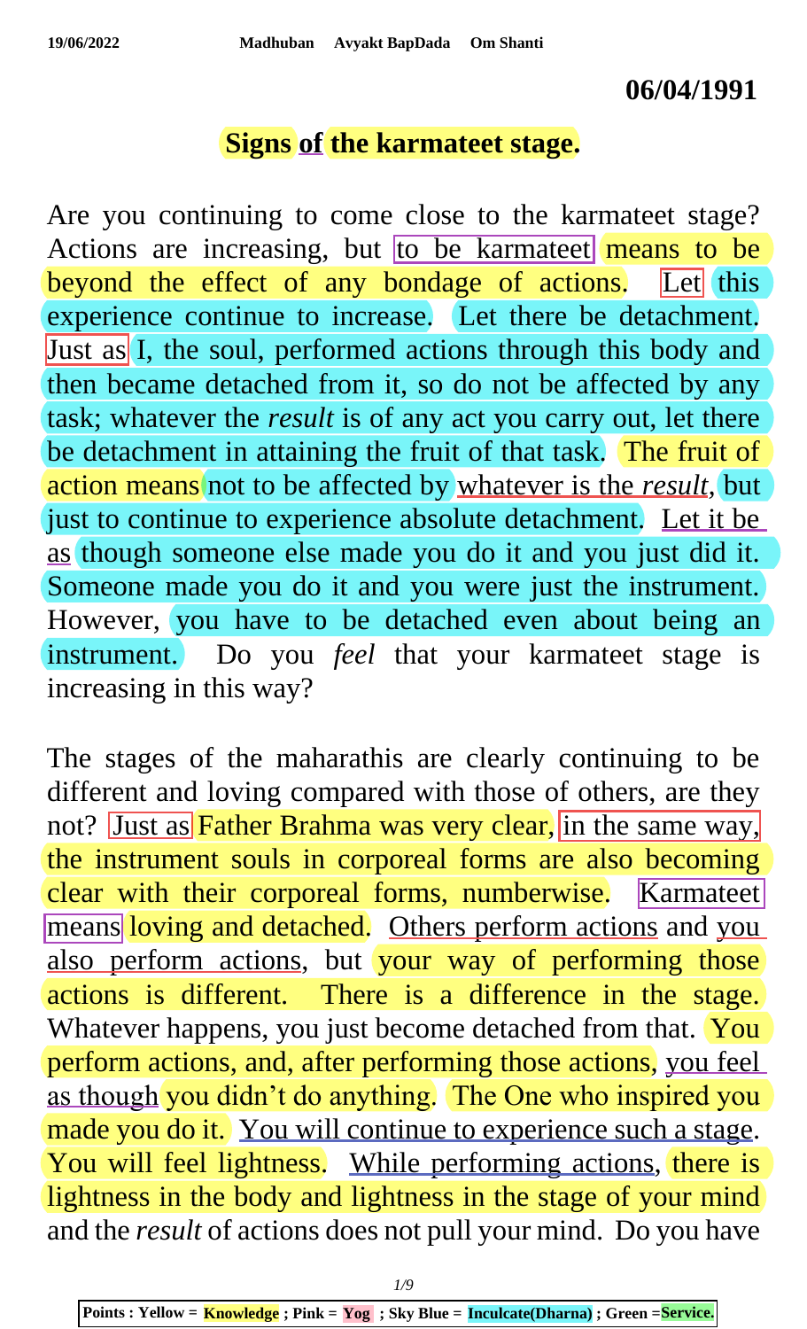19/06/2022 Madhuban Avyakt BapDada Om Shanti

**06/04/1991**

## Signs of the karmateet stage.

Are you continuing to come close to the karmateet stage? Actions are increasing, but to be karmateet means to be beyond the effect of any bondage of actions. Let this experience continue to increase. Let there be detachment. Just as I, the soul, performed actions through this body and then became detached from it, so do not be affected by any task; whatever the *result* is of any act you carry out, let there be detachment in attaining the fruit of that task. The fruit of action means not to be affected by whatever is the *result*, but just to continue to experience absolute detachment. Let it be as though someone else made you do it and you just did it. Someone made you do it and you were just the instrument. However, you have to be detached even about being an instrument. Do you *feel* that your karmateet stage is increasing in this way?

The stages of the maharathis are clearly continuing to be different and loving compared with those of others, are they not? Just as Father Brahma was very clear, in the same way, the instrument souls in corporeal forms are also becoming clear with their corporeal forms, numberwise. Karmateet means loving and detached. Others perform actions and you also perform actions, but your way of performing those actions is different. There is a difference in the stage. Whatever happens, you just become detached from that. You perform actions, and, after performing those actions, you feel as though you didn't do anything. The One who inspired you made you do it. You will continue to experience such a stage. You will feel lightness. While performing actions, there is lightness in the body and lightness in the stage of your mind and the *result* of actions does not pull your mind. Do you have

Points : Yellow = Knowledge ; Pink = Yog ; Sky Blue = Inculcate(Dharna) ; Green =Service.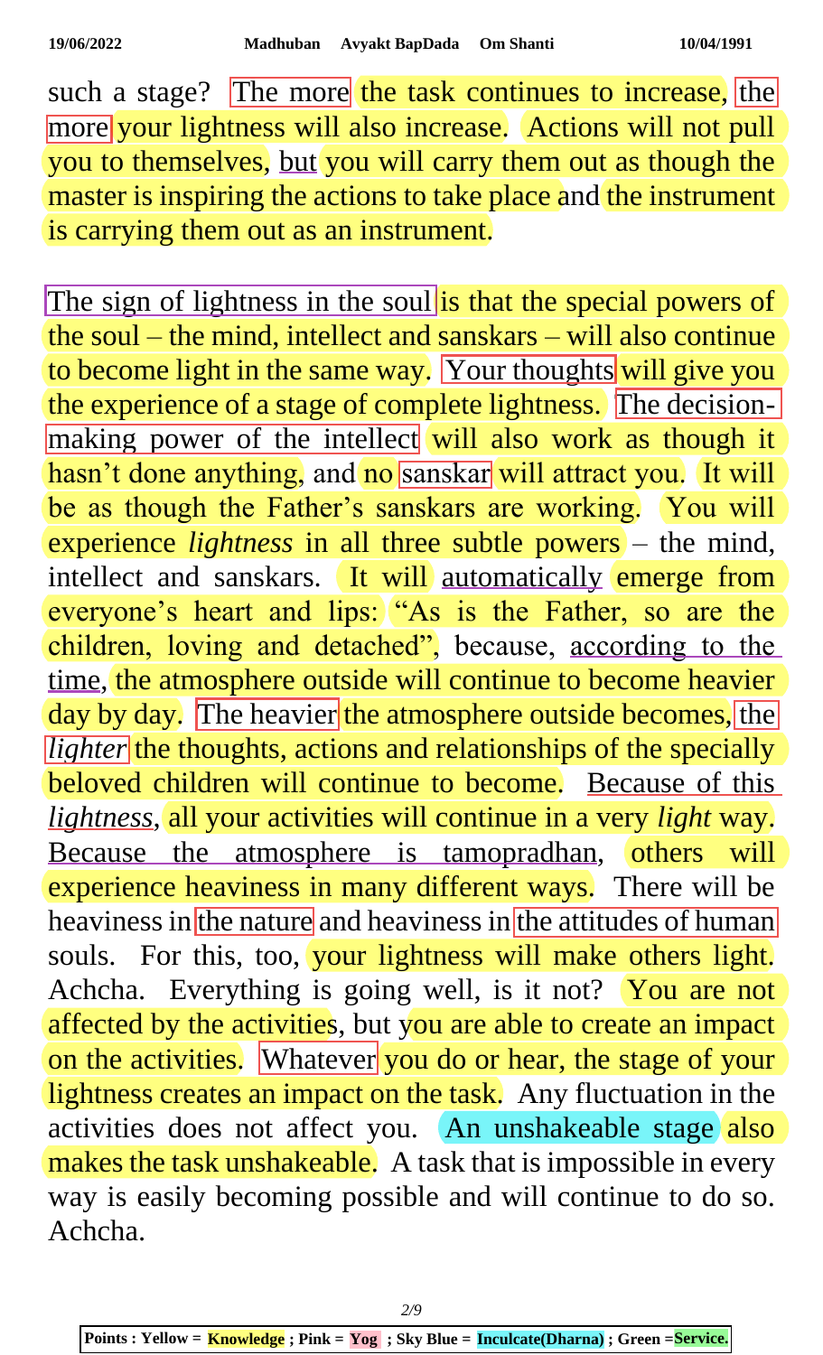such a stage? The more the task continues to increase, the more your lightness will also increase. Actions will not pull you to themselves, but you will carry them out as though the master is inspiring the actions to take place and the instrument is carrying them out as an instrument.

The sign of lightness in the soul is that the special powers of the soul – the mind, intellect and sanskars – will also continue to become light in the same way. Your thoughts will give you the experience of a stage of complete lightness. The decision-making power of the intellect will also work as though it hasn't done anything, and no sanskar will attract you. It will be as though the Father's sanskars are working. You will experience *lightness* in all three subtle powers – the mind, intellect and sanskars. It will automatically emerge from everyone's heart and lips: "As is the Father, so are the children, loving and detached", because, according to the time, the atmosphere outside will continue to become heavier day by day. The heavier the atmosphere outside becomes, the *lighter* the thoughts, actions and relationships of the specially beloved children will continue to become. Because of this *lightness*, all your activities will continue in a very *light* way. Because the atmosphere is tamopradhan, others will experience heaviness in many different ways. There will be heaviness in the nature and heaviness in the attitudes of human souls. For this, too, your lightness will make others light. Achcha. Everything is going well, is it not? You are not affected by the activities, but you are able to create an impact on the activities. Whatever you do or hear, the stage of your lightness creates an impact on the task. Any fluctuation in the activities does not affect you. An unshakeable stage also makes the task unshakeable. A task that is impossible in every way is easily becoming possible and will continue to do so. Achcha.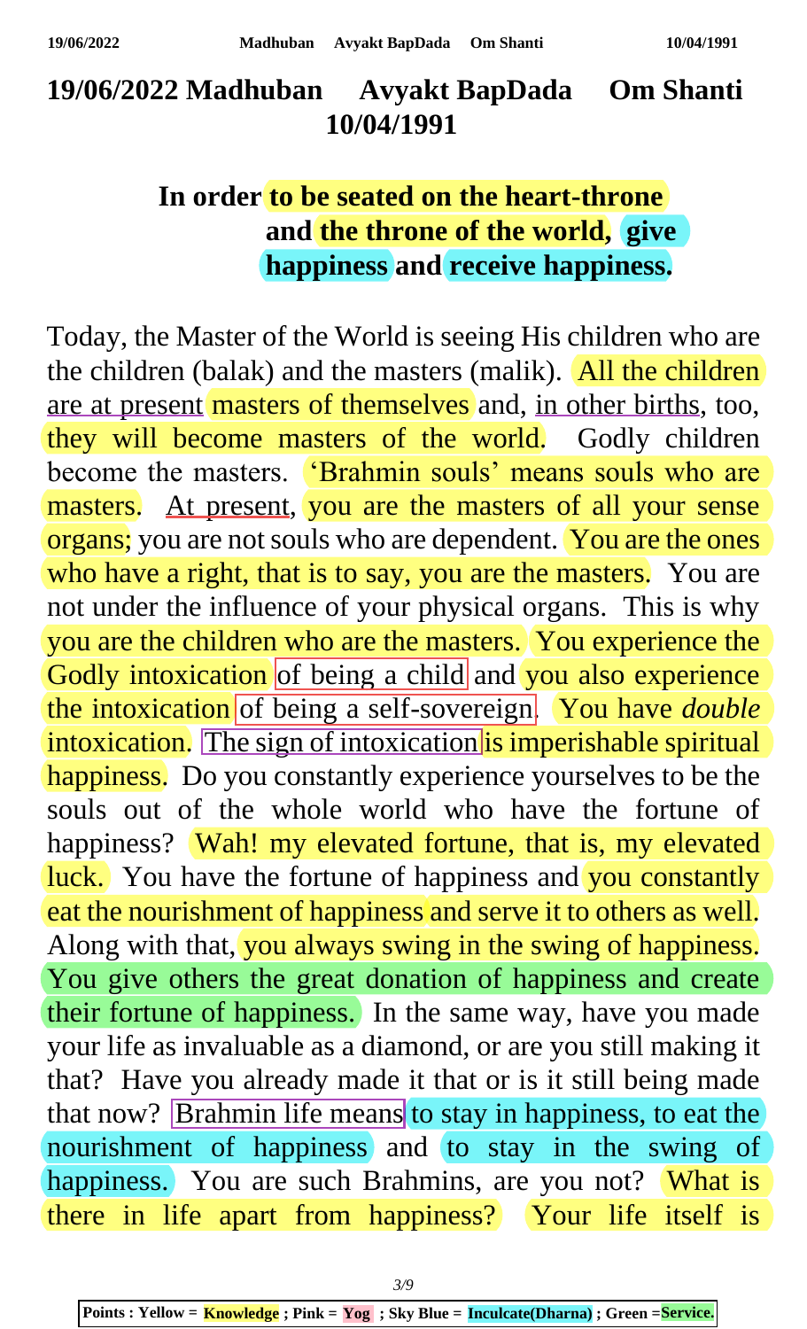# 19/06/2022 Madhuban Avyakt BapDada Om Shanti 10/04/1991

## In order to be seated on the heart-throne and the throne of the world, give happiness and receive happiness.

Today, the Master of the World is seeing His children who are the children (balak) and the masters (malik). All the children are at present masters of themselves and, in other births, too, they will become masters of the world. Godly children become the masters. ‘Brahmin souls’ means souls who are masters. At present, you are the masters of all your sense organs; you are not souls who are dependent. You are the ones who have a right, that is to say, you are the masters. You are not under the influence of your physical organs. This is why you are the children who are the masters. You experience the Godly intoxication of being a child and you also experience the intoxication of being a self-sovereign. You have *double* intoxication. The sign of intoxication is imperishable spiritual happiness. Do you constantly experience yourselves to be the souls out of the whole world who have the fortune of happiness? Wah! my elevated fortune, that is, my elevated luck. You have the fortune of happiness and you constantly eat the nourishment of happiness and serve it to others as well. Along with that, you always swing in the swing of happiness. You give others the great donation of happiness and create their fortune of happiness. In the same way, have you made your life as invaluable as a diamond, or are you still making it that? Have you already made it that or is it still being made that now? Brahmin life means to stay in happiness, to eat the nourishment of happiness and to stay in the swing of happiness. You are such Brahmins, are you not? What is there in life apart from happiness? Your life itself is

Points : Yellow = Knowledge ; Pink = Yog ; Sky Blue = Inculcate(Dharna) ; Green = Service.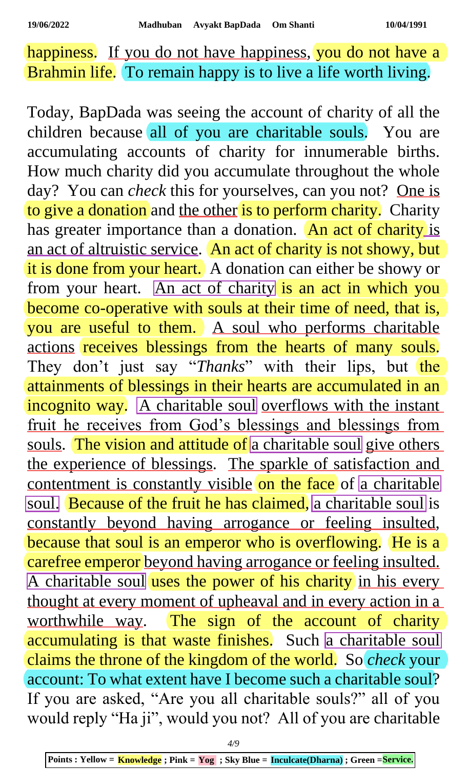happiness. If you do not have happiness, you do not have a Brahmin life. To remain happy is to live a life worth living.

Today, BapDada was seeing the account of charity of all the children because all of you are charitable souls. You are accumulating accounts of charity for innumerable births. How much charity did you accumulate throughout the whole day? You can *check* this for yourselves, can you not? One is to give a donation and the other is to perform charity. Charity has greater importance than a donation. An act of charity is an act of altruistic service. An act of charity is not showy, but it is done from your heart. A donation can either be showy or from your heart. An act of charity is an act in which you become co-operative with souls at their time of need, that is, you are useful to them. A soul who performs charitable actions receives blessings from the hearts of many souls. They don't just say "*Thanks*" with their lips, but the attainments of blessings in their hearts are accumulated in an incognito way. A charitable soul overflows with the instant fruit he receives from God's blessings and blessings from souls. The vision and attitude of a charitable soul give others the experience of blessings. The sparkle of satisfaction and contentment is constantly visible on the face of a charitable soul. Because of the fruit he has claimed, a charitable soul is constantly beyond having arrogance or feeling insulted, because that soul is an emperor who is overflowing. He is a carefree emperor beyond having arrogance or feeling insulted. A charitable soul uses the power of his charity in his every thought at every moment of upheaval and in every action in a worthwhile way. The sign of the account of charity accumulating is that waste finishes. Such a charitable soul claims the throne of the kingdom of the world. So *check* your account: To what extent have I become such a charitable soul? If you are asked, "Are you all charitable souls?" all of you would reply "Ha ji", would you not? All of you are charitable

Points : Yellow = Knowledge ; Pink = Yog ; Sky Blue = Inculcate(Dharna) ; Green = Service.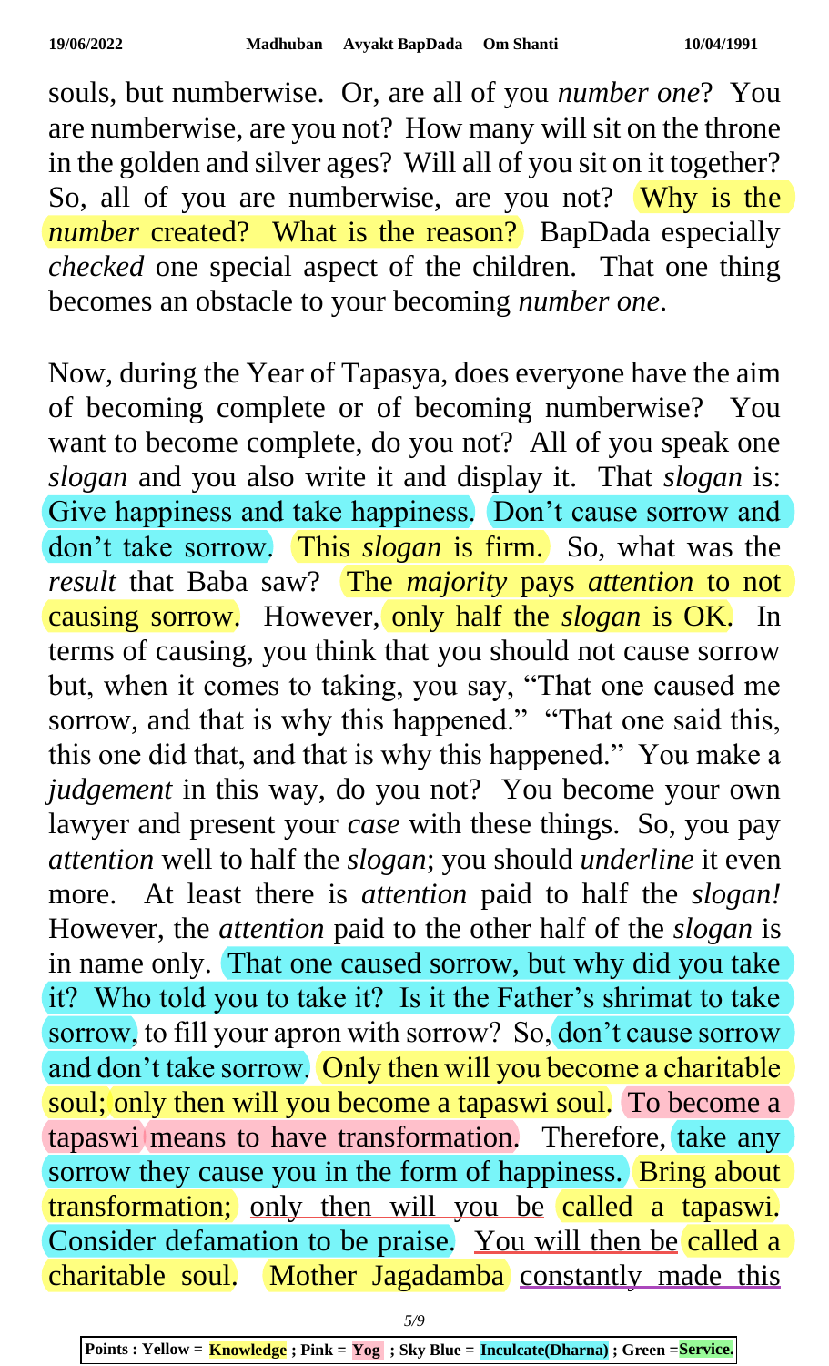souls, but numberwise. Or, are all of you *number one*? You are numberwise, are you not? How many will sit on the throne in the golden and silver ages? Will all of you sit on it together? So, all of you are numberwise, are you not? Why is the *number* created? What is the reason? BapDada especially *checked* one special aspect of the children. That one thing becomes an obstacle to your becoming *number one*.

Now, during the Year of Tapasya, does everyone have the aim of becoming complete or of becoming numberwise? You want to become complete, do you not? All of you speak one *slogan* and you also write it and display it. That *slogan* is: Give happiness and take happiness. Don't cause sorrow and don't take sorrow. This *slogan* is firm. So, what was the *result* that Baba saw? The *majority* pays *attention* to not causing sorrow. However, only half the *slogan* is OK. In terms of causing, you think that you should not cause sorrow but, when it comes to taking, you say, "That one caused me sorrow, and that is why this happened." "That one said this, this one did that, and that is why this happened." You make a *judgement* in this way, do you not? You become your own lawyer and present your *case* with these things. So, you pay *attention* well to half the *slogan*; you should *underline* it even more. At least there is *attention* paid to half the *slogan!* However, the *attention* paid to the other half of the *slogan* is in name only. That one caused sorrow, but why did you take it? Who told you to take it? Is it the Father's shrimat to take sorrow, to fill your apron with sorrow? So, don't cause sorrow and don't take sorrow. Only then will you become a charitable soul; only then will you become a tapaswi soul. To become a tapaswi means to have transformation. Therefore, take any sorrow they cause you in the form of happiness. Bring about transformation; only then will you be called a tapaswi. Consider defamation to be praise. You will then be called a charitable soul. Mother Jagadamba constantly made this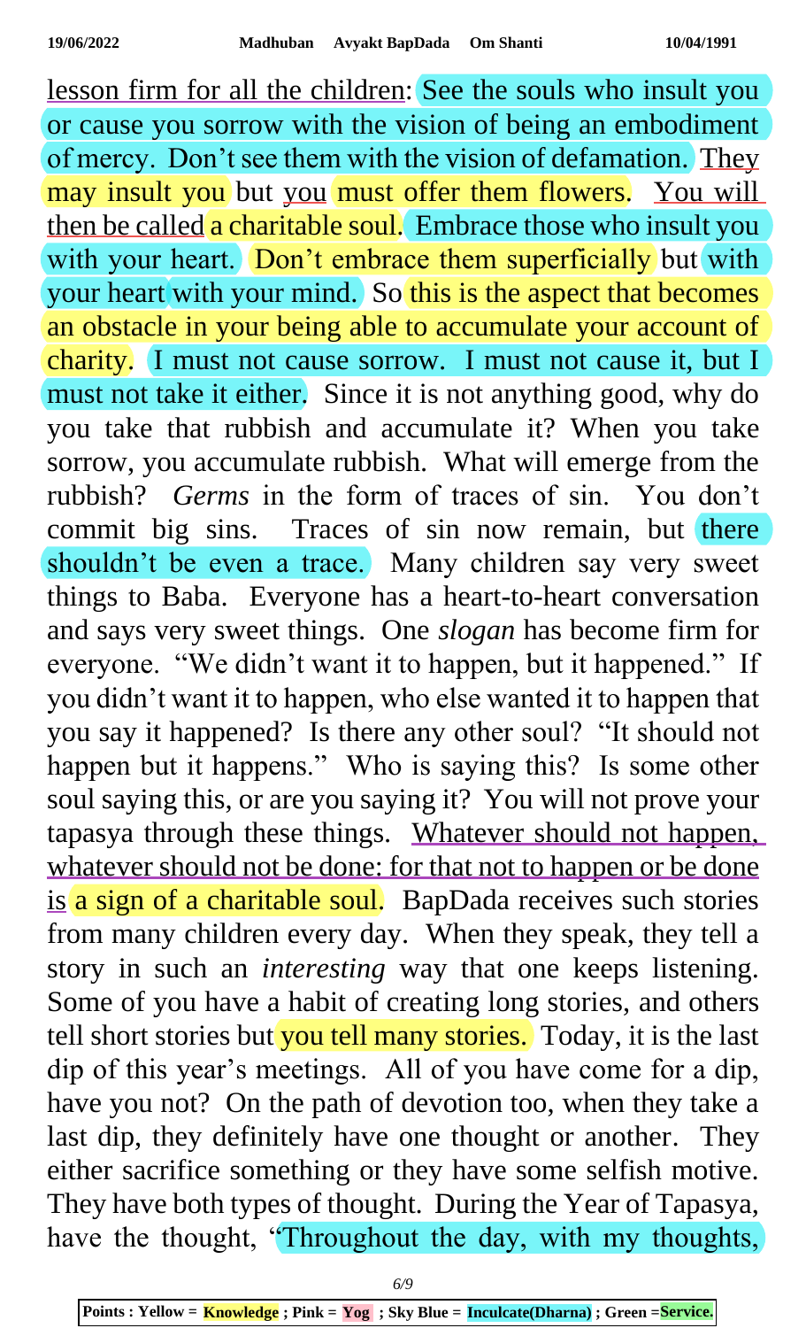lesson firm for all the children: See the souls who insult you or cause you sorrow with the vision of being an embodiment of mercy. Don't see them with the vision of defamation. They may insult you but you must offer them flowers. You will then be called a charitable soul. Embrace those who insult you with your heart. Don't embrace them superficially but with your heart with your mind. So this is the aspect that becomes an obstacle in your being able to accumulate your account of charity. I must not cause sorrow. I must not cause it, but I must not take it either. Since it is not anything good, why do you take that rubbish and accumulate it? When you take sorrow, you accumulate rubbish. What will emerge from the rubbish? *Germs* in the form of traces of sin. You don't commit big sins. Traces of sin now remain, but there shouldn't be even a trace. Many children say very sweet things to Baba. Everyone has a heart-to-heart conversation and says very sweet things. One *slogan* has become firm for everyone. "We didn't want it to happen, but it happened." If you didn't want it to happen, who else wanted it to happen that you say it happened? Is there any other soul? "It should not happen but it happens." Who is saying this? Is some other soul saying this, or are you saying it? You will not prove your tapasya through these things. Whatever should not happen, whatever should not be done: for that not to happen or be done is a sign of a charitable soul. BapDada receives such stories from many children every day. When they speak, they tell a story in such an *interesting* way that one keeps listening. Some of you have a habit of creating long stories, and others tell short stories but you tell many stories. Today, it is the last dip of this year's meetings. All of you have come for a dip, have you not? On the path of devotion too, when they take a last dip, they definitely have one thought or another. They either sacrifice something or they have some selfish motive. They have both types of thought. During the Year of Tapasya, have the thought, "Throughout the day, with my thoughts,

**Points : Yellow = Knowledge ; Pink = Yog ; Sky Blue = Inculcate(Dharna) ; Green = Service.**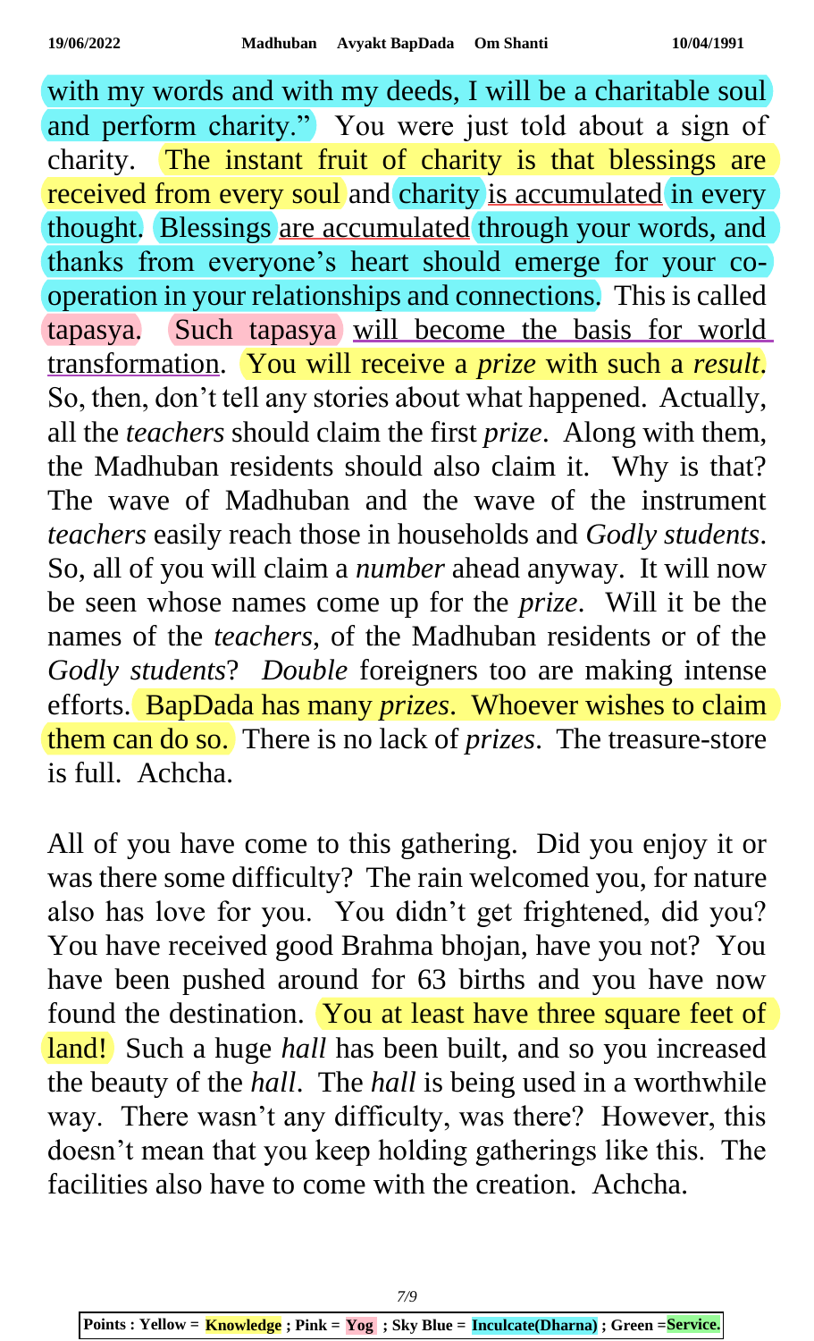with my words and with my deeds, I will be a charitable soul and perform charity." You were just told about a sign of charity. The instant fruit of charity is that blessings are received from every soul and charity is accumulated in every thought. Blessings are accumulated through your words, and thanks from everyone's heart should emerge for your co-operation in your relationships and connections. This is called tapasya. Such tapasya will become the basis for world transformation. You will receive a *prize* with such a *result*. So, then, don't tell any stories about what happened. Actually, all the *teachers* should claim the first *prize*. Along with them, the Madhuban residents should also claim it. Why is that? The wave of Madhuban and the wave of the instrument *teachers* easily reach those in households and *Godly students*. So, all of you will claim a *number* ahead anyway. It will now be seen whose names come up for the *prize*. Will it be the names of the *teachers*, of the Madhuban residents or of the *Godly students*? *Double* foreigners too are making intense efforts. BapDada has many *prizes*. Whoever wishes to claim them can do so. There is no lack of *prizes*. The treasure-store is full. Achcha.

All of you have come to this gathering. Did you enjoy it or was there some difficulty? The rain welcomed you, for nature also has love for you. You didn't get frightened, did you? You have received good Brahma bhojan, have you not? You have been pushed around for 63 births and you have now found the destination. You at least have three square feet of land! Such a huge *hall* has been built, and so you increased the beauty of the *hall*. The *hall* is being used in a worthwhile way. There wasn't any difficulty, was there? However, this doesn't mean that you keep holding gatherings like this. The facilities also have to come with the creation. Achcha.

**Points : Yellow = Knowledge ; Pink = Yog ; Sky Blue = Inculcate(Dharna) ; Green =Service.**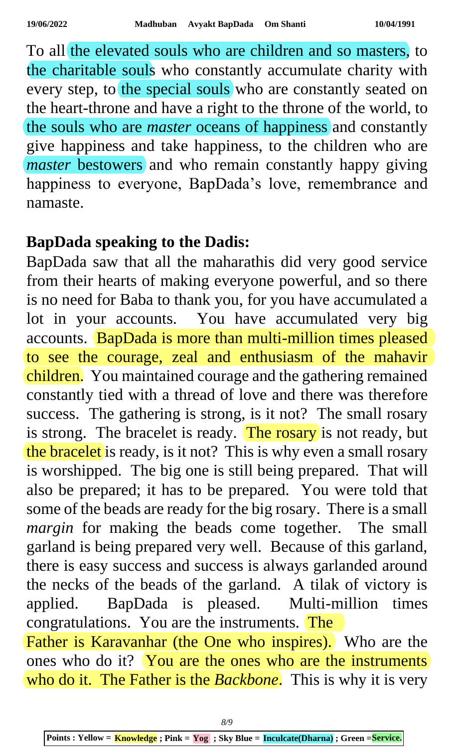To all the elevated souls who are children and so masters, to the charitable souls who constantly accumulate charity with every step, to the special souls who are constantly seated on the heart-throne and have a right to the throne of the world, to the souls who are *master* oceans of happiness and constantly give happiness and take happiness, to the children who are *master* bestowers and who remain constantly happy giving happiness to everyone, BapDada's love, remembrance and namaste.

**BapDada speaking to the Dadis:**

BapDada saw that all the maharathis did very good service from their hearts of making everyone powerful, and so there is no need for Baba to thank you, for you have accumulated a lot in your accounts. You have accumulated very big accounts. BapDada is more than multi-million times pleased to see the courage, zeal and enthusiasm of the mahavir children. You maintained courage and the gathering remained constantly tied with a thread of love and there was therefore success. The gathering is strong, is it not? The small rosary is strong. The bracelet is ready. The rosary is not ready, but the bracelet is ready, is it not? This is why even a small rosary is worshipped. The big one is still being prepared. That will also be prepared; it has to be prepared. You were told that some of the beads are ready for the big rosary. There is a small *margin* for making the beads come together. The small garland is being prepared very well. Because of this garland, there is easy success and success is always garlanded around the necks of the beads of the garland. A tilak of victory is applied. BapDada is pleased. Multi-million times congratulations. You are the instruments. The Father is Karavanhar (the One who inspires). Who are the ones who do it? You are the ones who are the instruments who do it. The Father is the *Backbone*. This is why it is very

Points : Yellow = **Knowledge** ; Pink = **Yog** ; Sky Blue = **Inculcate(Dharna)** ; Green =**Service.**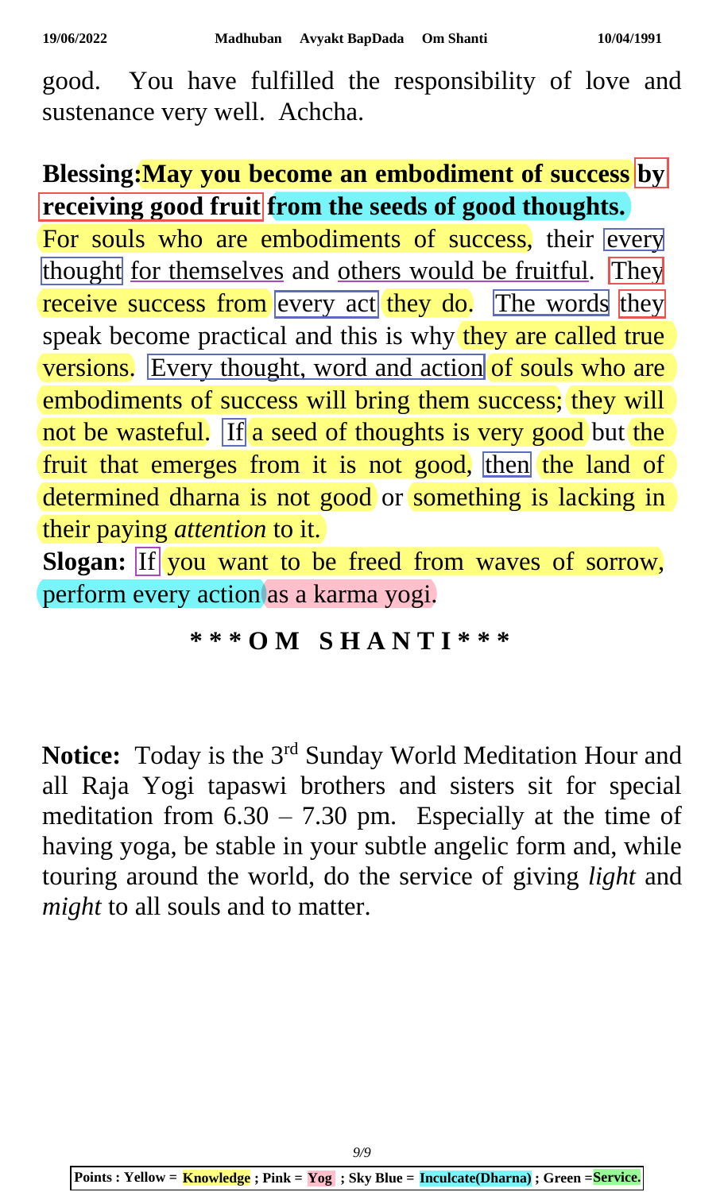good. You have fulfilled the responsibility of love and sustenance very well. Achcha.

**Blessing: May you become an embodiment of success by receiving good fruit from the seeds of good thoughts.**

For souls who are embodiments of success, their every thought for themselves and others would be fruitful. They receive success from every act they do. The words they speak become practical and this is why they are called true versions. Every thought, word and action of souls who are embodiments of success will bring them success; they will not be wasteful. If a seed of thoughts is very good but the fruit that emerges from it is not good, then the land of determined dharna is not good or something is lacking in their paying *attention* to it.

**Slogan:** If you want to be freed from waves of sorrow, perform every action as a karma yogi.

**\* \* \* O M S H A N T I \* \* \***

**Notice:** Today is the 3rd Sunday World Meditation Hour and all Raja Yogi tapaswi brothers and sisters sit for special meditation from 6.30 – 7.30 pm. Especially at the time of having yoga, be stable in your subtle angelic form and, while touring around the world, do the service of giving *light* and *might* to all souls and to matter.

**Points : Yellow = Knowledge ; Pink = Yog ; Sky Blue = Inculcate(Dharna) ; Green = Service.**